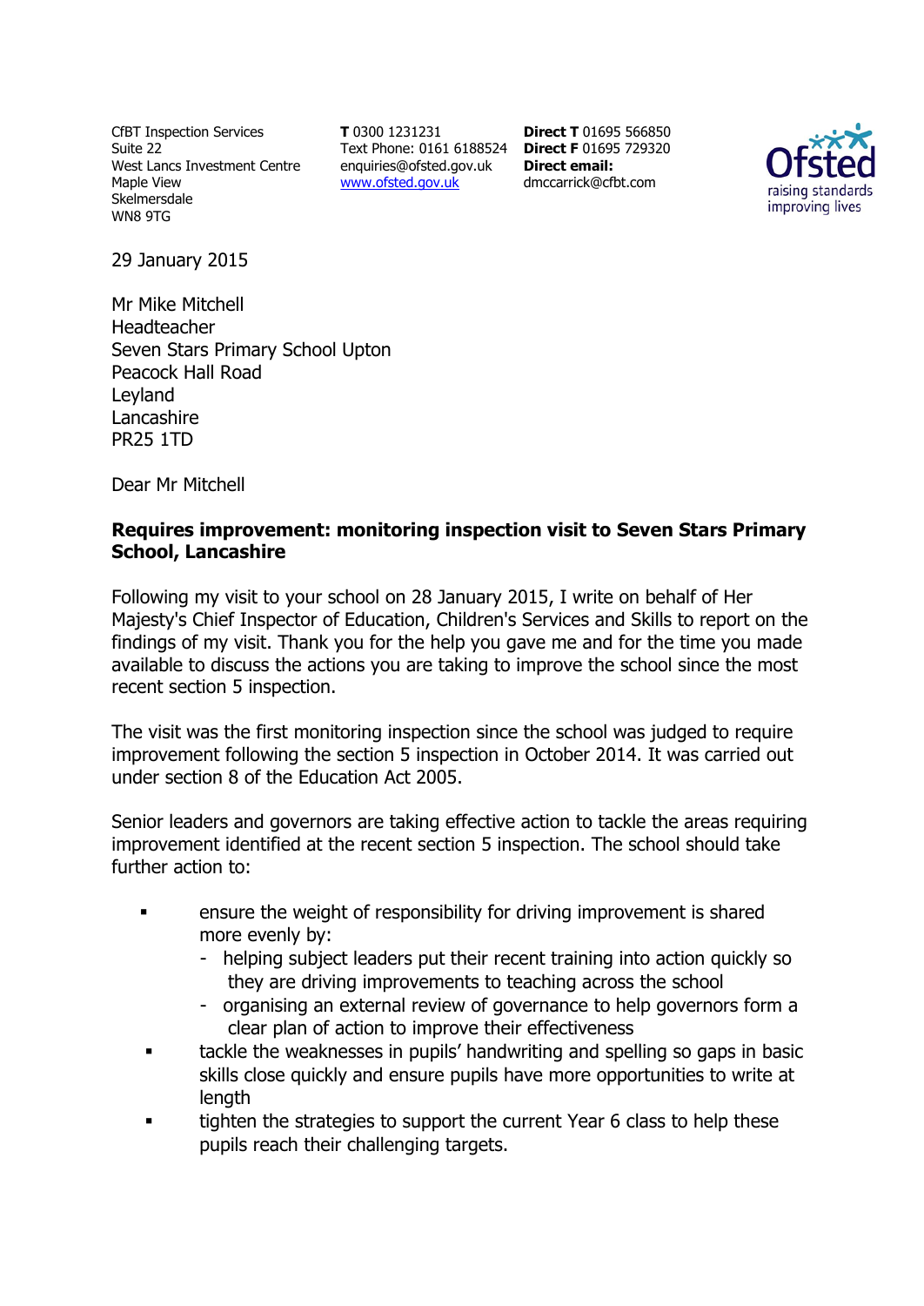CfBT Inspection Services
Suite 22
West Lancs Investment Centre
Maple View
Skelmersdale
WN8 9TG

**T** 0300 1231231
Text Phone: 0161 6188524
enquiries@ofsted.gov.uk
www.ofsted.gov.uk

**Direct T** 01695 566850
**Direct F** 01695 729320
**Direct email:**
dmccarrick@cfbt.com

Ofsted
raising standards
improving lives

29 January 2015

Mr Mike Mitchell
Headteacher
Seven Stars Primary School Upton
Peacock Hall Road
Leyland
Lancashire
PR25 1TD

Dear Mr Mitchell

**Requires improvement: monitoring inspection visit to Seven Stars Primary School, Lancashire**

Following my visit to your school on 28 January 2015, I write on behalf of Her Majesty's Chief Inspector of Education, Children's Services and Skills to report on the findings of my visit. Thank you for the help you gave me and for the time you made available to discuss the actions you are taking to improve the school since the most recent section 5 inspection.

The visit was the first monitoring inspection since the school was judged to require improvement following the section 5 inspection in October 2014. It was carried out under section 8 of the Education Act 2005.

Senior leaders and governors are taking effective action to tackle the areas requiring improvement identified at the recent section 5 inspection. The school should take further action to:

- ensure the weight of responsibility for driving improvement is shared more evenly by:
  - helping subject leaders put their recent training into action quickly so they are driving improvements to teaching across the school
  - organising an external review of governance to help governors form a clear plan of action to improve their effectiveness
- tackle the weaknesses in pupils' handwriting and spelling so gaps in basic skills close quickly and ensure pupils have more opportunities to write at length
- tighten the strategies to support the current Year 6 class to help these pupils reach their challenging targets.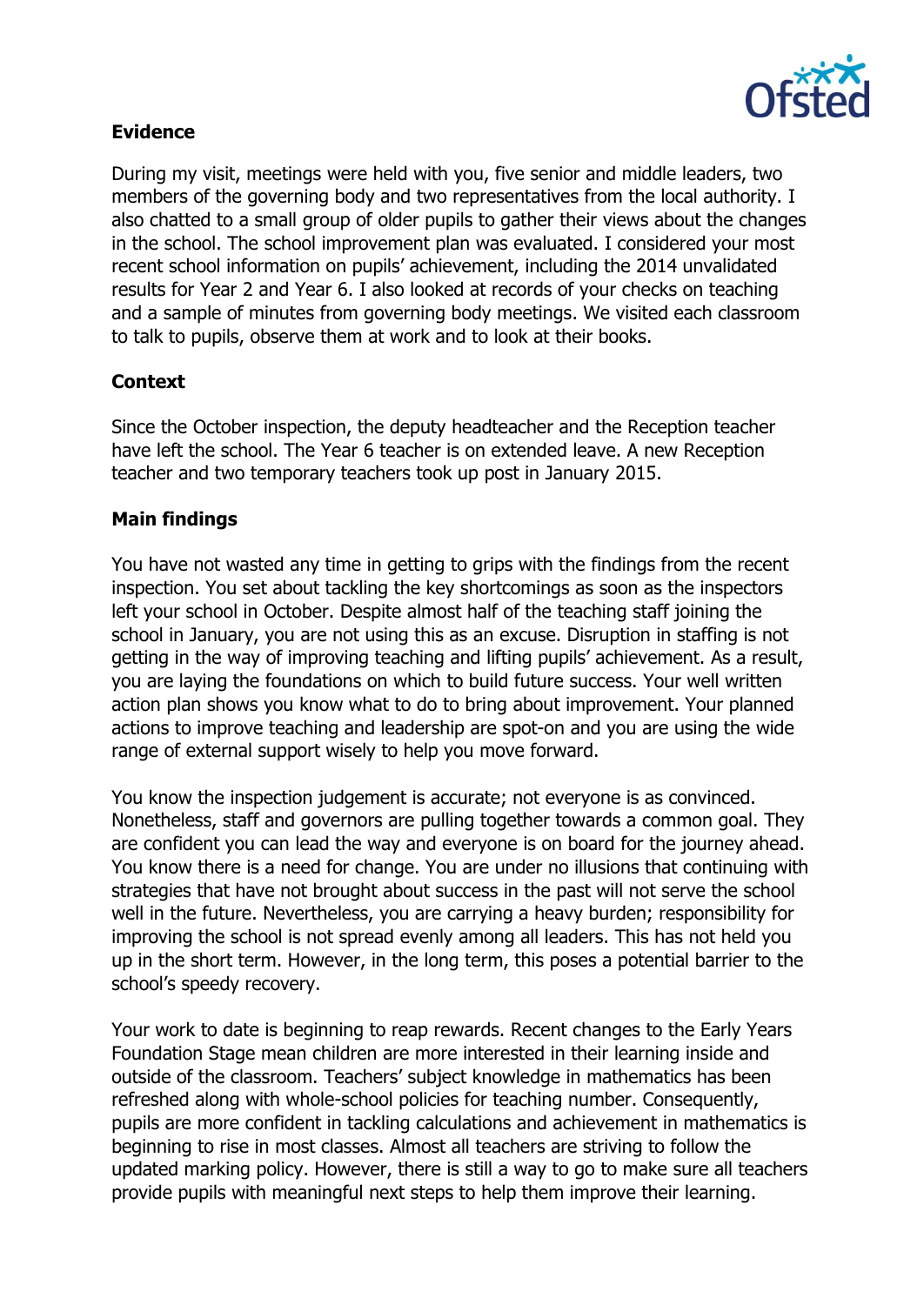## Evidence

During my visit, meetings were held with you, five senior and middle leaders, two members of the governing body and two representatives from the local authority. I also chatted to a small group of older pupils to gather their views about the changes in the school. The school improvement plan was evaluated. I considered your most recent school information on pupils' achievement, including the 2014 unvalidated results for Year 2 and Year 6. I also looked at records of your checks on teaching and a sample of minutes from governing body meetings. We visited each classroom to talk to pupils, observe them at work and to look at their books.

## Context

Since the October inspection, the deputy headteacher and the Reception teacher have left the school. The Year 6 teacher is on extended leave. A new Reception teacher and two temporary teachers took up post in January 2015.

## Main findings

You have not wasted any time in getting to grips with the findings from the recent inspection. You set about tackling the key shortcomings as soon as the inspectors left your school in October. Despite almost half of the teaching staff joining the school in January, you are not using this as an excuse. Disruption in staffing is not getting in the way of improving teaching and lifting pupils' achievement. As a result, you are laying the foundations on which to build future success. Your well written action plan shows you know what to do to bring about improvement. Your planned actions to improve teaching and leadership are spot-on and you are using the wide range of external support wisely to help you move forward.

You know the inspection judgement is accurate; not everyone is as convinced. Nonetheless, staff and governors are pulling together towards a common goal. They are confident you can lead the way and everyone is on board for the journey ahead. You know there is a need for change. You are under no illusions that continuing with strategies that have not brought about success in the past will not serve the school well in the future. Nevertheless, you are carrying a heavy burden; responsibility for improving the school is not spread evenly among all leaders. This has not held you up in the short term. However, in the long term, this poses a potential barrier to the school's speedy recovery.

Your work to date is beginning to reap rewards. Recent changes to the Early Years Foundation Stage mean children are more interested in their learning inside and outside of the classroom. Teachers' subject knowledge in mathematics has been refreshed along with whole-school policies for teaching number. Consequently, pupils are more confident in tackling calculations and achievement in mathematics is beginning to rise in most classes. Almost all teachers are striving to follow the updated marking policy. However, there is still a way to go to make sure all teachers provide pupils with meaningful next steps to help them improve their learning.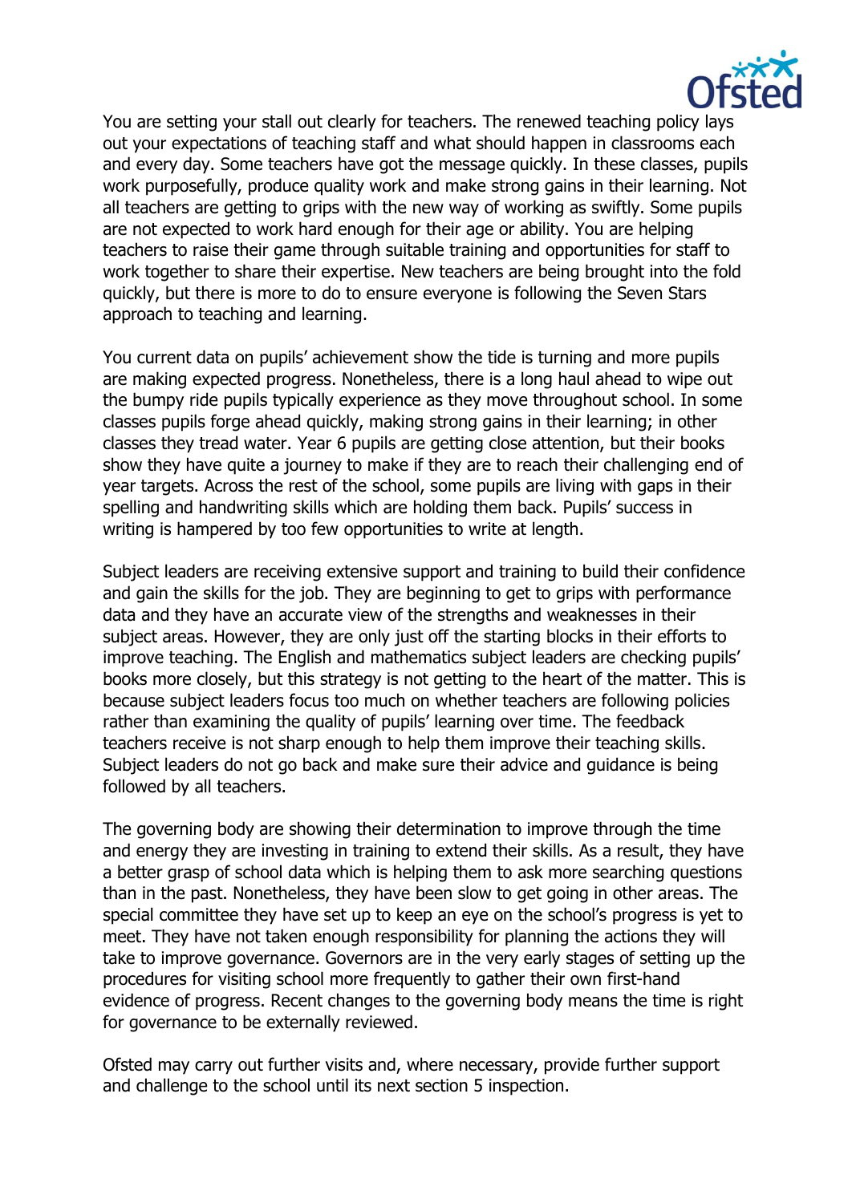You are setting your stall out clearly for teachers. The renewed teaching policy lays out your expectations of teaching staff and what should happen in classrooms each and every day. Some teachers have got the message quickly. In these classes, pupils work purposefully, produce quality work and make strong gains in their learning. Not all teachers are getting to grips with the new way of working as swiftly. Some pupils are not expected to work hard enough for their age or ability. You are helping teachers to raise their game through suitable training and opportunities for staff to work together to share their expertise. New teachers are being brought into the fold quickly, but there is more to do to ensure everyone is following the Seven Stars approach to teaching and learning.

You current data on pupils' achievement show the tide is turning and more pupils are making expected progress. Nonetheless, there is a long haul ahead to wipe out the bumpy ride pupils typically experience as they move throughout school. In some classes pupils forge ahead quickly, making strong gains in their learning; in other classes they tread water. Year 6 pupils are getting close attention, but their books show they have quite a journey to make if they are to reach their challenging end of year targets. Across the rest of the school, some pupils are living with gaps in their spelling and handwriting skills which are holding them back. Pupils' success in writing is hampered by too few opportunities to write at length.

Subject leaders are receiving extensive support and training to build their confidence and gain the skills for the job. They are beginning to get to grips with performance data and they have an accurate view of the strengths and weaknesses in their subject areas. However, they are only just off the starting blocks in their efforts to improve teaching. The English and mathematics subject leaders are checking pupils' books more closely, but this strategy is not getting to the heart of the matter. This is because subject leaders focus too much on whether teachers are following policies rather than examining the quality of pupils' learning over time. The feedback teachers receive is not sharp enough to help them improve their teaching skills. Subject leaders do not go back and make sure their advice and guidance is being followed by all teachers.

The governing body are showing their determination to improve through the time and energy they are investing in training to extend their skills. As a result, they have a better grasp of school data which is helping them to ask more searching questions than in the past. Nonetheless, they have been slow to get going in other areas. The special committee they have set up to keep an eye on the school's progress is yet to meet. They have not taken enough responsibility for planning the actions they will take to improve governance. Governors are in the very early stages of setting up the procedures for visiting school more frequently to gather their own first-hand evidence of progress. Recent changes to the governing body means the time is right for governance to be externally reviewed.

Ofsted may carry out further visits and, where necessary, provide further support and challenge to the school until its next section 5 inspection.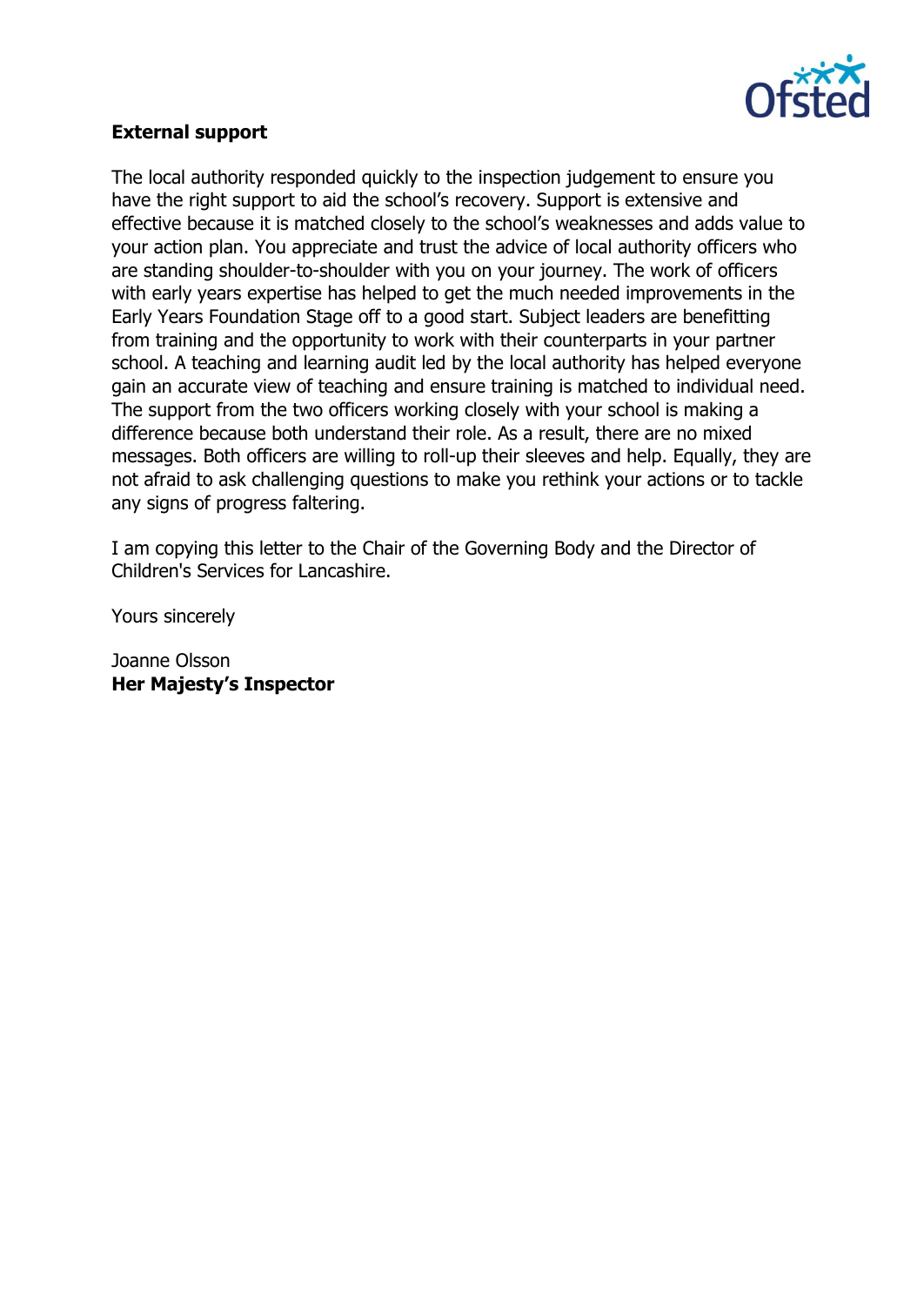**External support**

The local authority responded quickly to the inspection judgement to ensure you have the right support to aid the school's recovery. Support is extensive and effective because it is matched closely to the school's weaknesses and adds value to your action plan. You appreciate and trust the advice of local authority officers who are standing shoulder-to-shoulder with you on your journey. The work of officers with early years expertise has helped to get the much needed improvements in the Early Years Foundation Stage off to a good start. Subject leaders are benefitting from training and the opportunity to work with their counterparts in your partner school. A teaching and learning audit led by the local authority has helped everyone gain an accurate view of teaching and ensure training is matched to individual need. The support from the two officers working closely with your school is making a difference because both understand their role. As a result, there are no mixed messages. Both officers are willing to roll-up their sleeves and help. Equally, they are not afraid to ask challenging questions to make you rethink your actions or to tackle any signs of progress faltering.

I am copying this letter to the Chair of the Governing Body and the Director of Children's Services for Lancashire.

Yours sincerely

Joanne Olsson
**Her Majesty's Inspector**